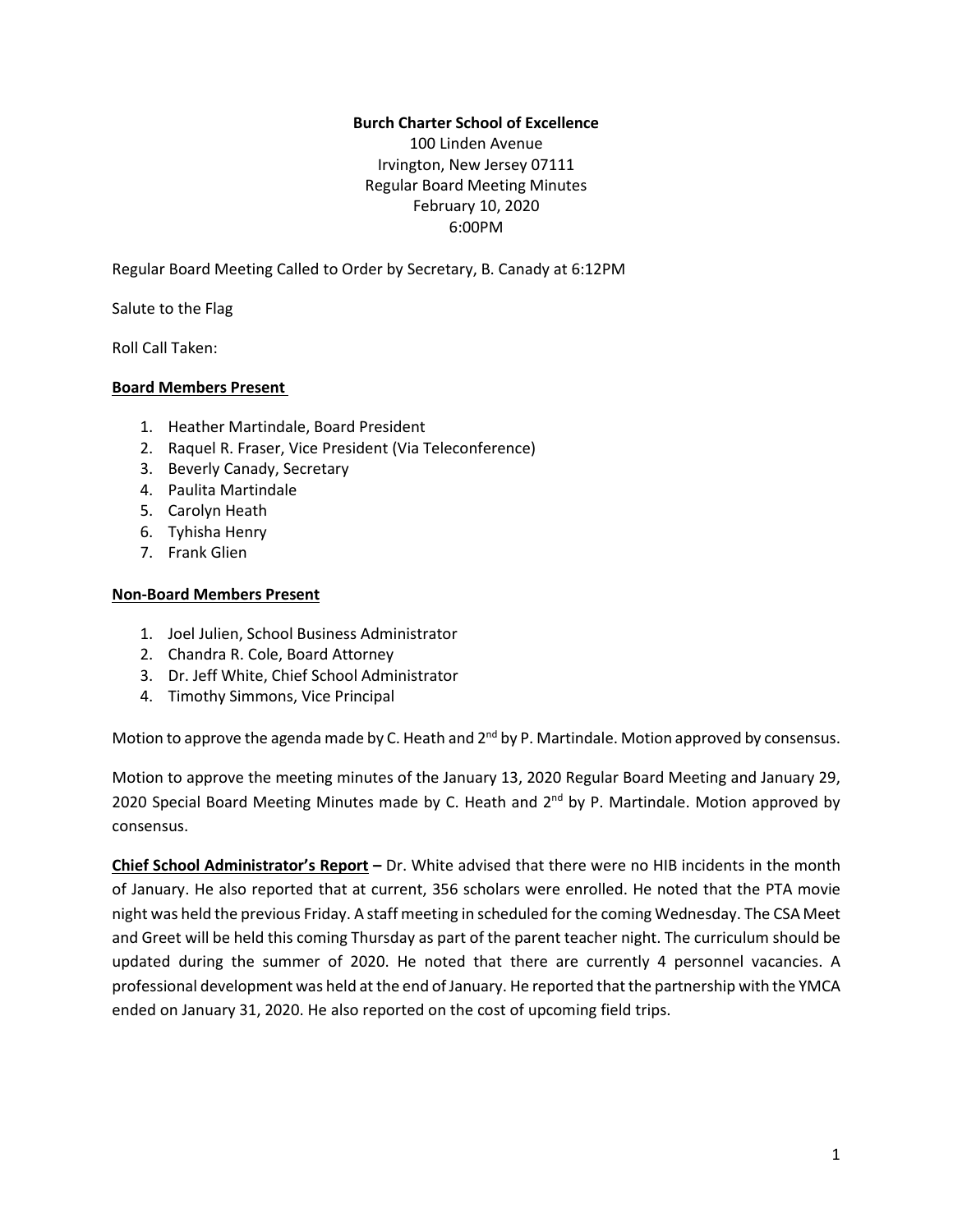**Burch Charter School of Excellence**
100 Linden Avenue
Irvington, New Jersey 07111
Regular Board Meeting Minutes
February 10, 2020
6:00PM

Regular Board Meeting Called to Order by Secretary, B. Canady at 6:12PM

Salute to the Flag

Roll Call Taken:

**Board Members Present**

1. Heather Martindale, Board President
2. Raquel R. Fraser, Vice President (Via Teleconference)
3. Beverly Canady, Secretary
4. Paulita Martindale
5. Carolyn Heath
6. Tyhisha Henry
7. Frank Glien

**Non-Board Members Present**

1. Joel Julien, School Business Administrator
2. Chandra R. Cole, Board Attorney
3. Dr. Jeff White, Chief School Administrator
4. Timothy Simmons, Vice Principal

Motion to approve the agenda made by C. Heath and 2nd by P. Martindale. Motion approved by consensus.

Motion to approve the meeting minutes of the January 13, 2020 Regular Board Meeting and January 29, 2020 Special Board Meeting Minutes made by C. Heath and 2nd by P. Martindale. Motion approved by consensus.

**Chief School Administrator's Report –** Dr. White advised that there were no HIB incidents in the month of January. He also reported that at current, 356 scholars were enrolled. He noted that the PTA movie night was held the previous Friday. A staff meeting in scheduled for the coming Wednesday. The CSA Meet and Greet will be held this coming Thursday as part of the parent teacher night. The curriculum should be updated during the summer of 2020. He noted that there are currently 4 personnel vacancies. A professional development was held at the end of January. He reported that the partnership with the YMCA ended on January 31, 2020. He also reported on the cost of upcoming field trips.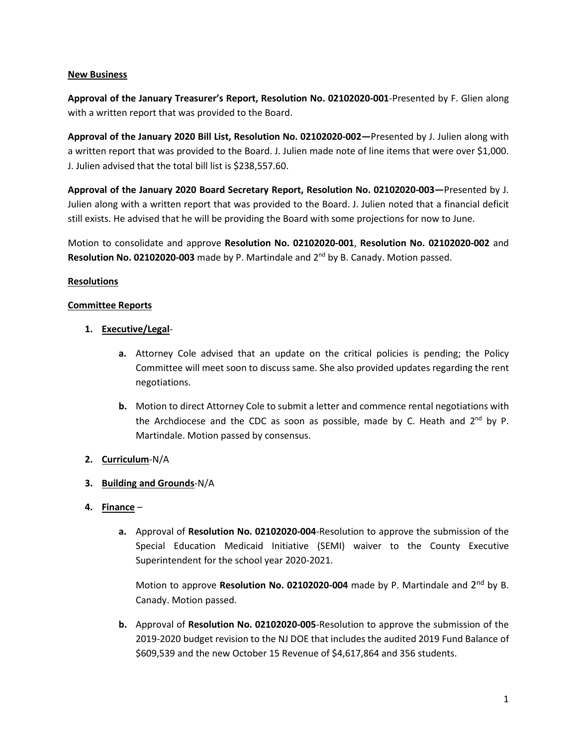**New Business**

**Approval of the January Treasurer's Report, Resolution No. 02102020-001**-Presented by F. Glien along with a written report that was provided to the Board.

**Approval of the January 2020 Bill List, Resolution No. 02102020-002—**Presented by J. Julien along with a written report that was provided to the Board. J. Julien made note of line items that were over $1,000. J. Julien advised that the total bill list is $238,557.60.

**Approval of the January 2020 Board Secretary Report, Resolution No. 02102020-003—**Presented by J. Julien along with a written report that was provided to the Board. J. Julien noted that a financial deficit still exists. He advised that he will be providing the Board with some projections for now to June.

Motion to consolidate and approve **Resolution No. 02102020-001**, **Resolution No. 02102020-002** and **Resolution No. 02102020-003** made by P. Martindale and 2nd by B. Canady. Motion passed.

**Resolutions**

**Committee Reports**

1. **Executive/Legal**-
   - **a.** Attorney Cole advised that an update on the critical policies is pending; the Policy Committee will meet soon to discuss same. She also provided updates regarding the rent negotiations.
   - **b.** Motion to direct Attorney Cole to submit a letter and commence rental negotiations with the Archdiocese and the CDC as soon as possible, made by C. Heath and 2nd by P. Martindale. Motion passed by consensus.
2. **Curriculum**-N/A
3. **Building and Grounds**-N/A
4. **Finance** –
   - **a.** Approval of **Resolution No. 02102020-004**-Resolution to approve the submission of the Special Education Medicaid Initiative (SEMI) waiver to the County Executive Superintendent for the school year 2020-2021.

     Motion to approve **Resolution No. 02102020-004** made by P. Martindale and 2nd by B. Canady. Motion passed.
   - **b.** Approval of **Resolution No. 02102020-005**-Resolution to approve the submission of the 2019-2020 budget revision to the NJ DOE that includes the audited 2019 Fund Balance of $609,539 and the new October 15 Revenue of $4,617,864 and 356 students.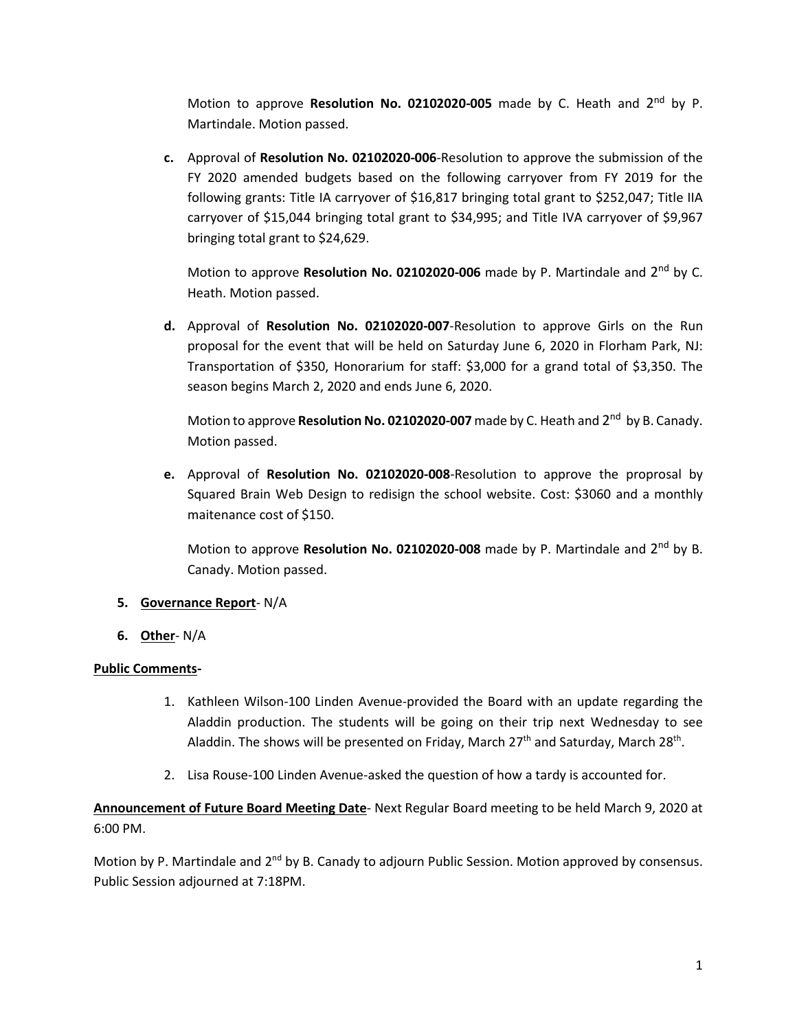Motion to approve **Resolution No. 02102020-005** made by C. Heath and 2nd by P. Martindale. Motion passed.

c. Approval of **Resolution No. 02102020-006**-Resolution to approve the submission of the FY 2020 amended budgets based on the following carryover from FY 2019 for the following grants: Title IA carryover of $16,817 bringing total grant to $252,047; Title IIA carryover of $15,044 bringing total grant to $34,995; and Title IVA carryover of $9,967 bringing total grant to $24,629.

   Motion to approve **Resolution No. 02102020-006** made by P. Martindale and 2nd by C. Heath. Motion passed.

d. Approval of **Resolution No. 02102020-007**-Resolution to approve Girls on the Run proposal for the event that will be held on Saturday June 6, 2020 in Florham Park, NJ: Transportation of $350, Honorarium for staff: $3,000 for a grand total of $3,350. The season begins March 2, 2020 and ends June 6, 2020.

   Motion to approve **Resolution No. 02102020-007** made by C. Heath and 2nd by B. Canady. Motion passed.

e. Approval of **Resolution No. 02102020-008**-Resolution to approve the proprosal by Squared Brain Web Design to redisign the school website. Cost: $3060 and a monthly maitenance cost of $150.

   Motion to approve **Resolution No. 02102020-008** made by P. Martindale and 2nd by B. Canady. Motion passed.

5. **Governance Report**- N/A

6. **Other**- N/A

**Public Comments-**

1. Kathleen Wilson-100 Linden Avenue-provided the Board with an update regarding the Aladdin production. The students will be going on their trip next Wednesday to see Aladdin. The shows will be presented on Friday, March 27th and Saturday, March 28th.

2. Lisa Rouse-100 Linden Avenue-asked the question of how a tardy is accounted for.

**Announcement of Future Board Meeting Date**- Next Regular Board meeting to be held March 9, 2020 at 6:00 PM.

Motion by P. Martindale and 2nd by B. Canady to adjourn Public Session. Motion approved by consensus. Public Session adjourned at 7:18PM.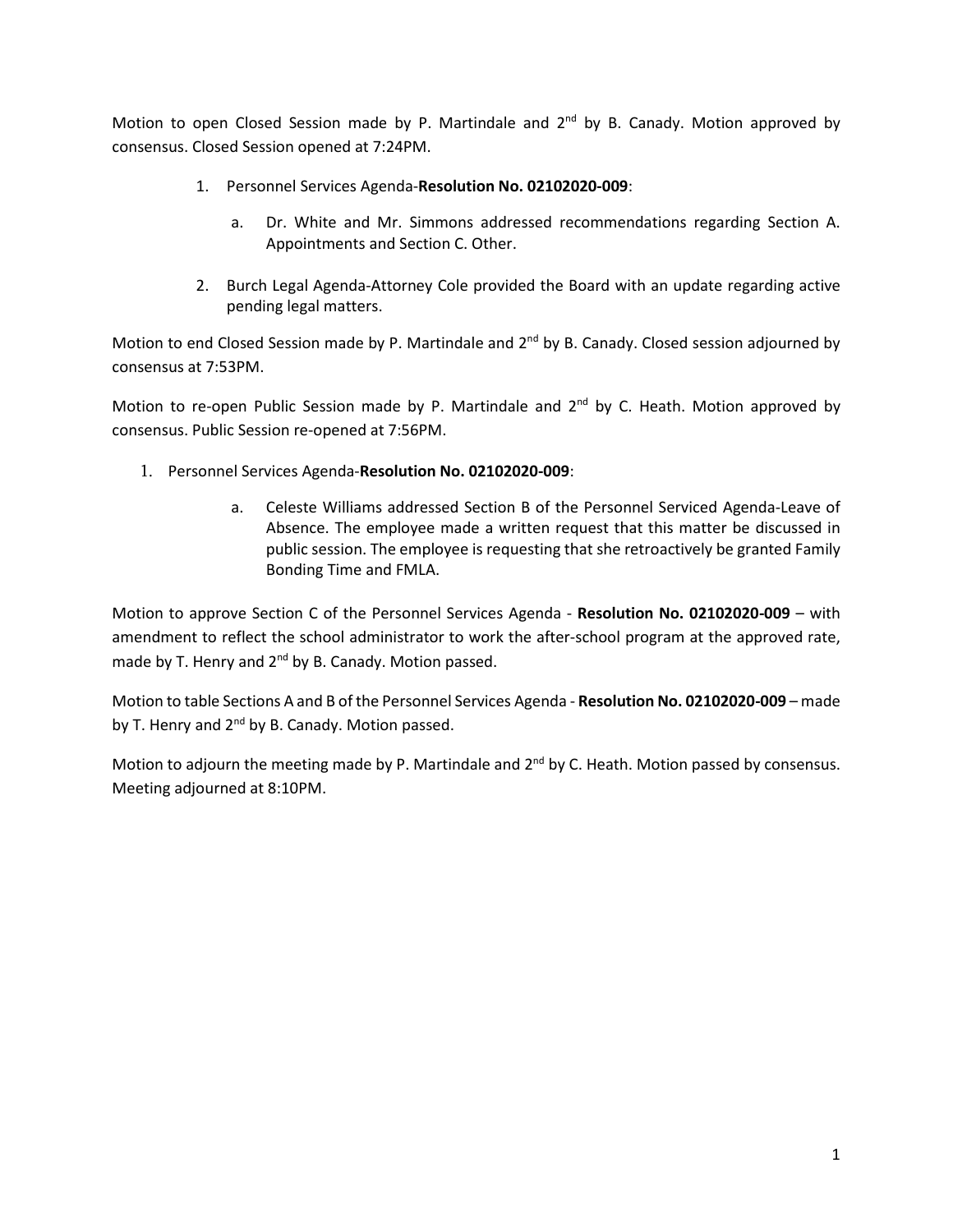Motion to open Closed Session made by P. Martindale and 2nd by B. Canady. Motion approved by consensus. Closed Session opened at 7:24PM.

1. Personnel Services Agenda-**Resolution No. 02102020-009**:

   a. Dr. White and Mr. Simmons addressed recommendations regarding Section A. Appointments and Section C. Other.

2. Burch Legal Agenda-Attorney Cole provided the Board with an update regarding active pending legal matters.

Motion to end Closed Session made by P. Martindale and 2nd by B. Canady. Closed session adjourned by consensus at 7:53PM.

Motion to re-open Public Session made by P. Martindale and 2nd by C. Heath. Motion approved by consensus. Public Session re-opened at 7:56PM.

1. Personnel Services Agenda-**Resolution No. 02102020-009**:

   a. Celeste Williams addressed Section B of the Personnel Serviced Agenda-Leave of Absence. The employee made a written request that this matter be discussed in public session. The employee is requesting that she retroactively be granted Family Bonding Time and FMLA.

Motion to approve Section C of the Personnel Services Agenda - **Resolution No. 02102020-009** – with amendment to reflect the school administrator to work the after-school program at the approved rate, made by T. Henry and 2nd by B. Canady. Motion passed.

Motion to table Sections A and B of the Personnel Services Agenda - **Resolution No. 02102020-009** – made by T. Henry and 2nd by B. Canady. Motion passed.

Motion to adjourn the meeting made by P. Martindale and 2nd by C. Heath. Motion passed by consensus. Meeting adjourned at 8:10PM.